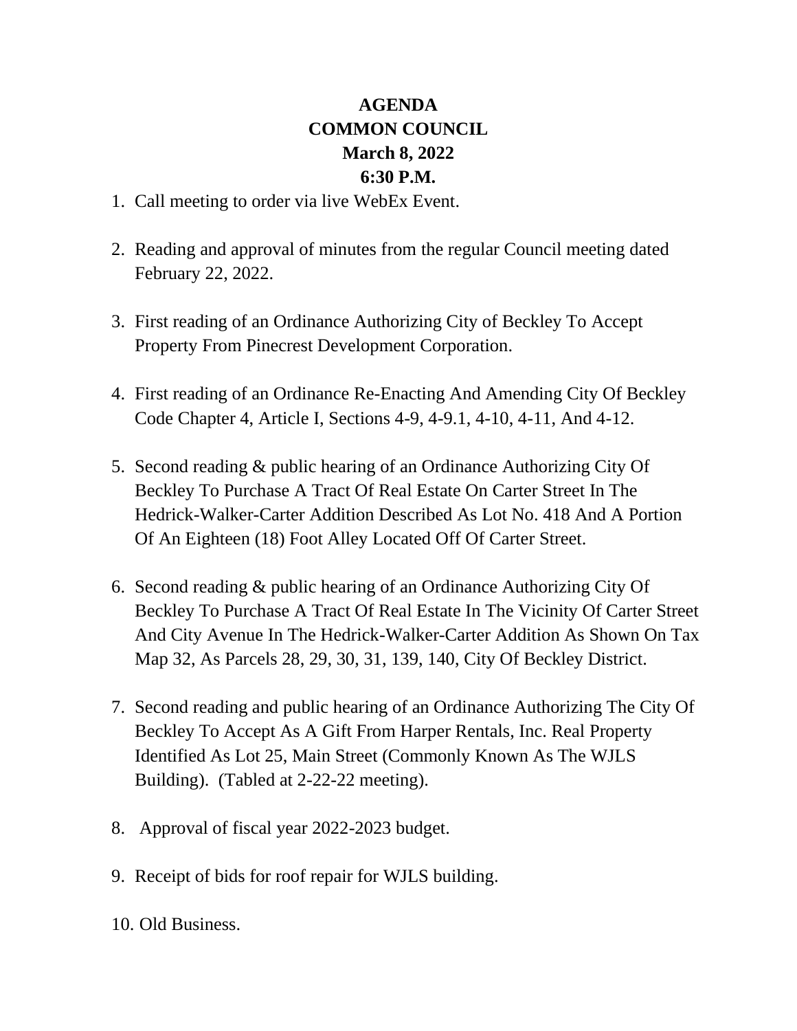# AGENDA
## COMMON COUNCIL
## March 8, 2022
## 6:30 P.M.

1. Call meeting to order via live WebEx Event.

2. Reading and approval of minutes from the regular Council meeting dated February 22, 2022.

3. First reading of an Ordinance Authorizing City of Beckley To Accept Property From Pinecrest Development Corporation.

4. First reading of an Ordinance Re-Enacting And Amending City Of Beckley Code Chapter 4, Article I, Sections 4-9, 4-9.1, 4-10, 4-11, And 4-12.

5. Second reading & public hearing of an Ordinance Authorizing City Of Beckley To Purchase A Tract Of Real Estate On Carter Street In The Hedrick-Walker-Carter Addition Described As Lot No. 418 And A Portion Of An Eighteen (18) Foot Alley Located Off Of Carter Street.

6. Second reading & public hearing of an Ordinance Authorizing City Of Beckley To Purchase A Tract Of Real Estate In The Vicinity Of Carter Street And City Avenue In The Hedrick-Walker-Carter Addition As Shown On Tax Map 32, As Parcels 28, 29, 30, 31, 139, 140, City Of Beckley District.

7. Second reading and public hearing of an Ordinance Authorizing The City Of Beckley To Accept As A Gift From Harper Rentals, Inc. Real Property Identified As Lot 25, Main Street (Commonly Known As The WJLS Building). (Tabled at 2-22-22 meeting).

8. Approval of fiscal year 2022-2023 budget.

9. Receipt of bids for roof repair for WJLS building.

10. Old Business.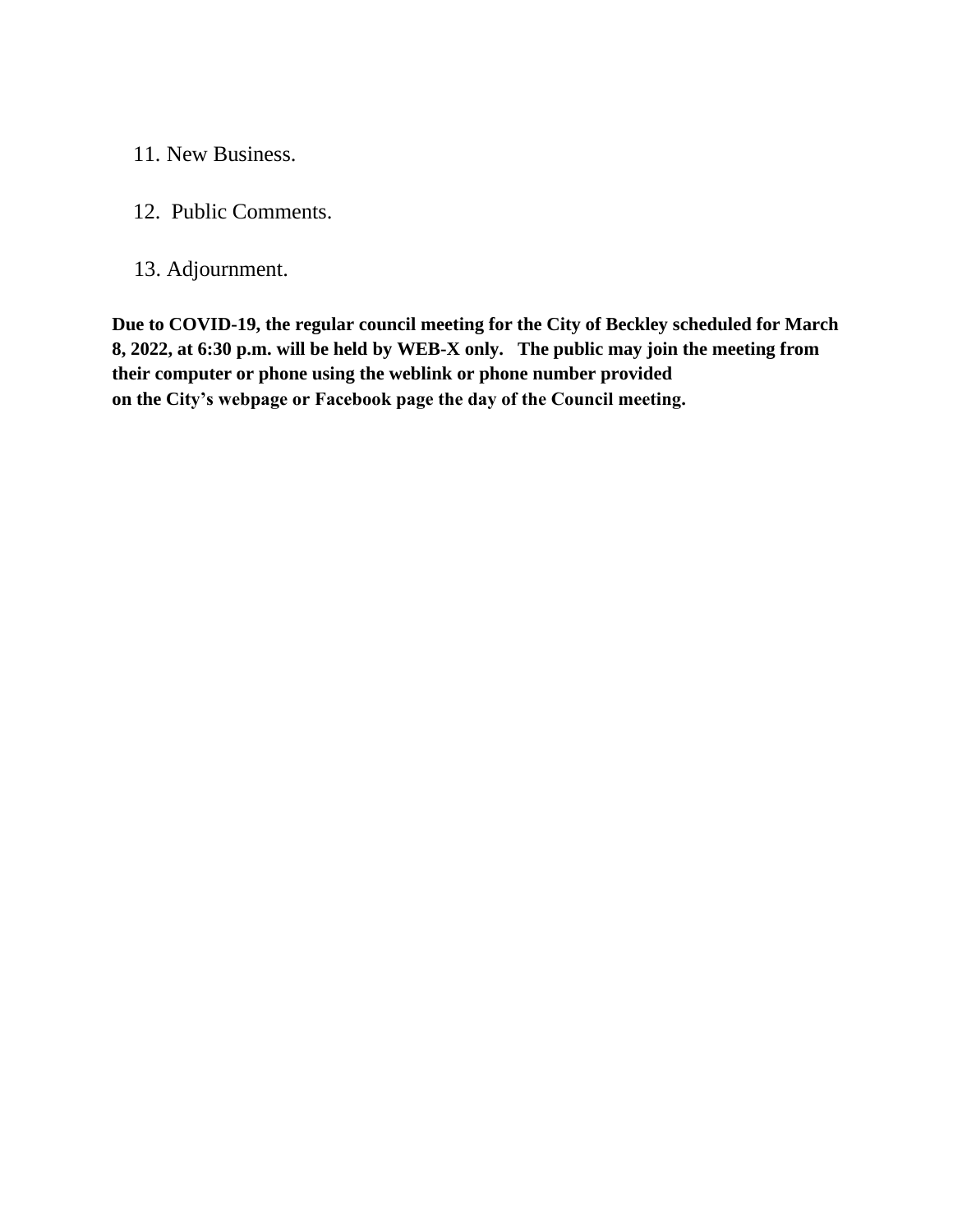11. New Business.

12. Public Comments.

13. Adjournment.

**Due to COVID-19, the regular council meeting for the City of Beckley scheduled for March 8, 2022, at 6:30 p.m. will be held by WEB-X only. The public may join the meeting from their computer or phone using the weblink or phone number provided on the City's webpage or Facebook page the day of the Council meeting.**